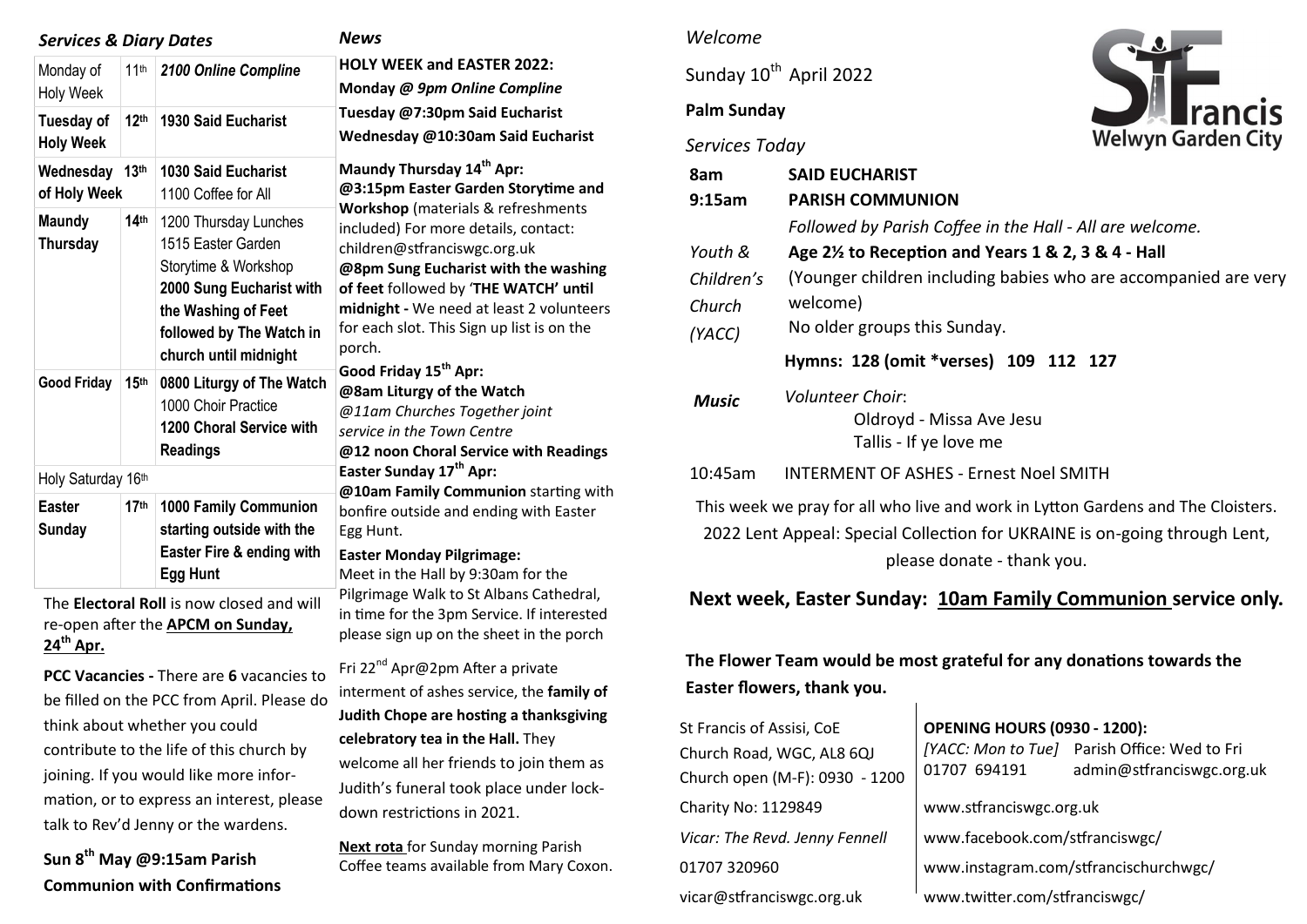## Services & Diary Dates

| | | |
|---|---|---|
| Monday of Holy Week | 11th | ***2100 Online Compline*** |
| **Tuesday of Holy Week** | **12th** | **1930 Said Eucharist** |
| **Wednesday of Holy Week** | **13th** | **1030 Said Eucharist** 1100 Coffee for All |
| **Maundy Thursday** | **14th** | 1200 Thursday Lunches 1515 Easter Garden Storytime & Workshop **2000 Sung Eucharist with the Washing of Feet followed by The Watch in church until midnight** |
| **Good Friday** | **15th** | **0800 Liturgy of The Watch** 1000 Choir Practice **1200 Choral Service with Readings** |
| Holy Saturday 16th | | |
| **Easter Sunday** | **17th** | **1000 Family Communion starting outside with the Easter Fire & ending with Egg Hunt** |

The **Electoral Roll** is now closed and will re-open after the **APCM on Sunday, 24th Apr.**

**PCC Vacancies -** There are **6** vacancies to be filled on the PCC from April. Please do think about whether you could contribute to the life of this church by joining. If you would like more information, or to express an interest, please talk to Rev'd Jenny or the wardens.

**Sun 8th May @9:15am Parish Communion with Confirmations**

## News

**HOLY WEEK and EASTER 2022:**
**Monday *@ 9pm Online Compline***
**Tuesday @7:30pm Said Eucharist**
**Wednesday @10:30am Said Eucharist**

**Maundy Thursday 14th Apr:**
**@3:15pm Easter Garden Storytime and Workshop** (materials & refreshments included) For more details, contact: children@stfranciswgc.org.uk
**@8pm Sung Eucharist with the washing of feet** followed by '**THE WATCH' until midnight -** We need at least 2 volunteers for each slot. This Sign up list is on the porch.

**Good Friday 15th Apr:**
**@8am Liturgy of the Watch**
*@11am Churches Together joint service in the Town Centre*
**@12 noon Choral Service with Readings**

**Easter Sunday 17th Apr:**
**@10am Family Communion** starting with bonfire outside and ending with Easter Egg Hunt.

**Easter Monday Pilgrimage:**
Meet in the Hall by 9:30am for the Pilgrimage Walk to St Albans Cathedral, in time for the 3pm Service. If interested please sign up on the sheet in the porch

Fri 22nd Apr@2pm After a private interment of ashes service, the **family of Judith Chope are hosting a thanksgiving celebratory tea in the Hall.** They welcome all her friends to join them as Judith's funeral took place under lockdown restrictions in 2021.

**Next rota** for Sunday morning Parish Coffee teams available from Mary Coxon.

*Welcome*

St Francis Welwyn Garden City

Sunday 10th April 2022

**Palm Sunday**

*Services Today*

| | |
|---|---|
| **8am** | **SAID EUCHARIST** |
| **9:15am** | **PARISH COMMUNION** *Followed by Parish Coffee in the Hall - All are welcome.* |
| *Youth & Children's Church (YACC)* | **Age 2½ to Reception and Years 1 & 2, 3 & 4 - Hall** (Younger children including babies who are accompanied are very welcome) No older groups this Sunday. |
| | **Hymns: 128 (omit *verses) 109 112 127** |
| ***Music*** | *Volunteer Choir*: Oldroyd - Missa Ave Jesu; Tallis - If ye love me |
| 10:45am | INTERMENT OF ASHES - Ernest Noel SMITH |

This week we pray for all who live and work in Lytton Gardens and The Cloisters.

2022 Lent Appeal: Special Collection for UKRAINE is on-going through Lent, please donate - thank you.

**Next week, Easter Sunday: 10am Family Communion service only.**

**The Flower Team would be most grateful for any donations towards the Easter flowers, thank you.**

St Francis of Assisi, CoE
Church Road, WGC, AL8 6QJ
Church open (M-F): 0930 - 1200
Charity No: 1129849
*Vicar: The Revd. Jenny Fennell*
01707 320960
vicar@stfranciswgc.org.uk

**OPENING HOURS (0930 - 1200):**
*[YACC: Mon to Tue]* Parish Office: Wed to Fri
01707 694191 admin@stfranciswgc.org.uk
www.stfranciswgc.org.uk
www.facebook.com/stfranciswgc/
www.instagram.com/stfrancischurchwgc/
www.twitter.com/stfranciswgc/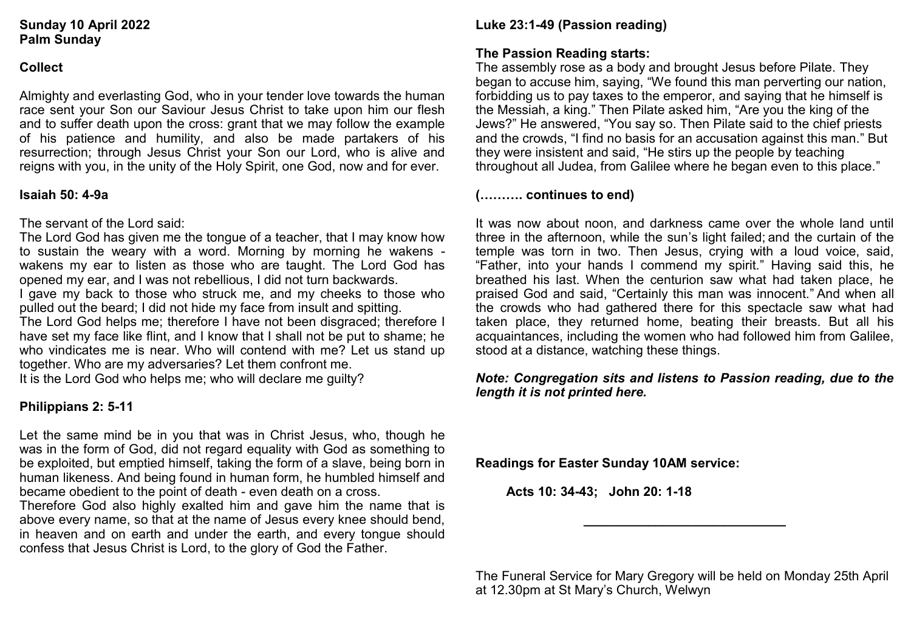**Sunday 10 April 2022**
**Palm Sunday**

**Collect**

Almighty and everlasting God, who in your tender love towards the human race sent your Son our Saviour Jesus Christ to take upon him our flesh and to suffer death upon the cross: grant that we may follow the example of his patience and humility, and also be made partakers of his resurrection; through Jesus Christ your Son our Lord, who is alive and reigns with you, in the unity of the Holy Spirit, one God, now and for ever.

**Isaiah 50: 4-9a**

The servant of the Lord said:
The Lord God has given me the tongue of a teacher, that I may know how to sustain the weary with a word. Morning by morning he wakens - wakens my ear to listen as those who are taught. The Lord God has opened my ear, and I was not rebellious, I did not turn backwards.
I gave my back to those who struck me, and my cheeks to those who pulled out the beard; I did not hide my face from insult and spitting.
The Lord God helps me; therefore I have not been disgraced; therefore I have set my face like flint, and I know that I shall not be put to shame; he who vindicates me is near. Who will contend with me? Let us stand up together. Who are my adversaries? Let them confront me.
It is the Lord God who helps me; who will declare me guilty?

**Philippians 2: 5-11**

Let the same mind be in you that was in Christ Jesus, who, though he was in the form of God, did not regard equality with God as something to be exploited, but emptied himself, taking the form of a slave, being born in human likeness. And being found in human form, he humbled himself and became obedient to the point of death - even death on a cross.
Therefore God also highly exalted him and gave him the name that is above every name, so that at the name of Jesus every knee should bend, in heaven and on earth and under the earth, and every tongue should confess that Jesus Christ is Lord, to the glory of God the Father.

**Luke 23:1-49 (Passion reading)**

**The Passion Reading starts:**
The assembly rose as a body and brought Jesus before Pilate. They began to accuse him, saying, "We found this man perverting our nation, forbidding us to pay taxes to the emperor, and saying that he himself is the Messiah, a king." Then Pilate asked him, "Are you the king of the Jews?" He answered, "You say so. Then Pilate said to the chief priests and the crowds, "I find no basis for an accusation against this man." But they were insistent and said, "He stirs up the people by teaching throughout all Judea, from Galilee where he began even to this place."

**(………. continues to end)**

It was now about noon, and darkness came over the whole land until three in the afternoon, while the sun's light failed; and the curtain of the temple was torn in two. Then Jesus, crying with a loud voice, said, "Father, into your hands I commend my spirit." Having said this, he breathed his last. When the centurion saw what had taken place, he praised God and said, "Certainly this man was innocent." And when all the crowds who had gathered there for this spectacle saw what had taken place, they returned home, beating their breasts. But all his acquaintances, including the women who had followed him from Galilee, stood at a distance, watching these things.

***Note: Congregation sits and listens to Passion reading, due to the length it is not printed here.***

**Readings for Easter Sunday 10AM service:**

**Acts 10: 34-43; John 20: 1-18**

---

The Funeral Service for Mary Gregory will be held on Monday 25th April at 12.30pm at St Mary's Church, Welwyn